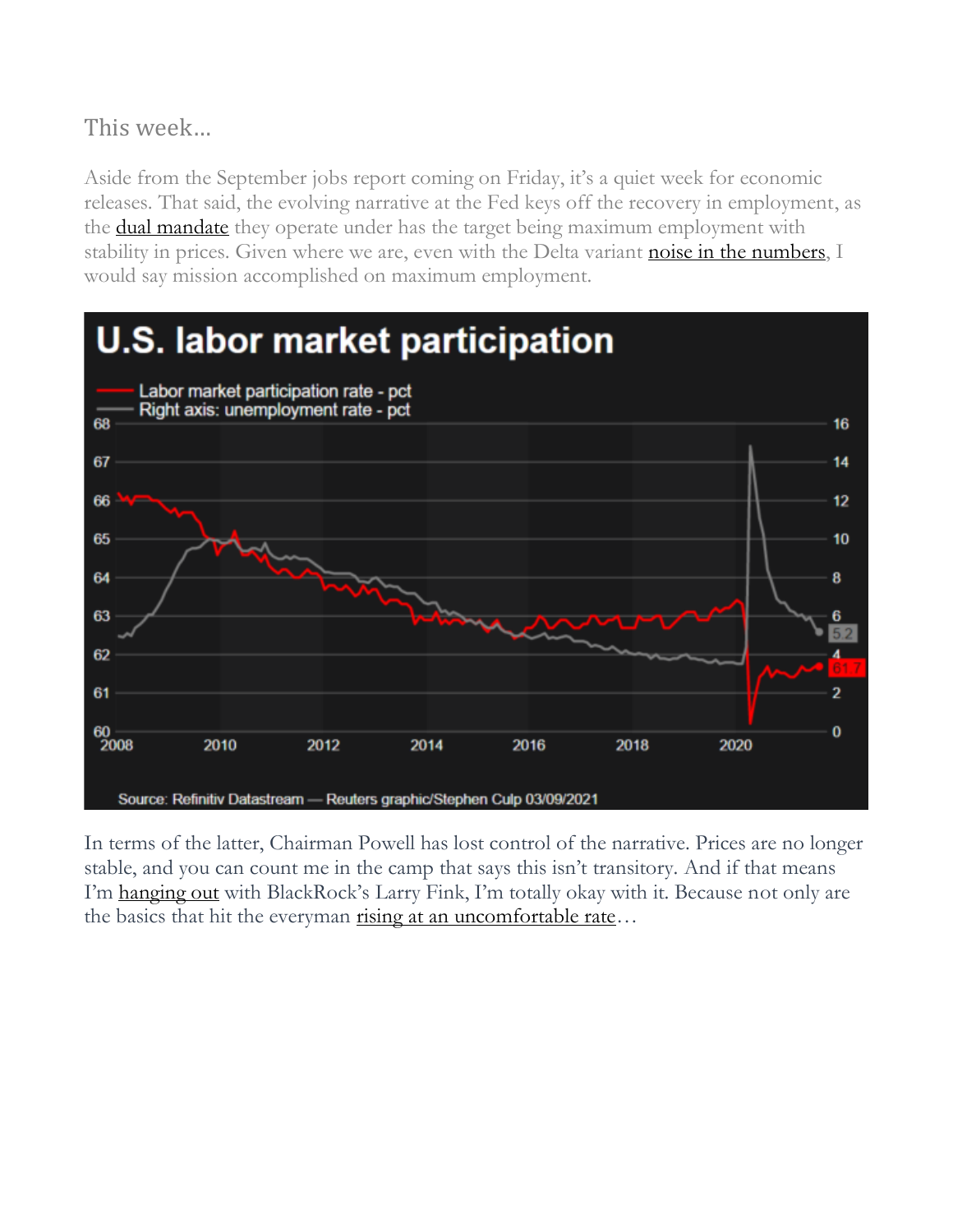## This week…

Aside from the September jobs report coming on Friday, it's a quiet week for economic releases. That said, the evolving narrative at the Fed keys off the recovery in employment, as the dual mandate they operate under has the target being maximum employment with stability in prices. Given where we are, even with the Delta variant noise in the numbers, I would say mission accomplished on maximum employment.

In terms of the latter, Chairman Powell has lost control of the narrative. Prices are no longer stable, and you can count me in the camp that says this isn't transitory. And if that means I'm hanging out with BlackRock's Larry Fink, I'm totally okay with it. Because not only are the basics that hit the everyman rising at an uncomfortable rate…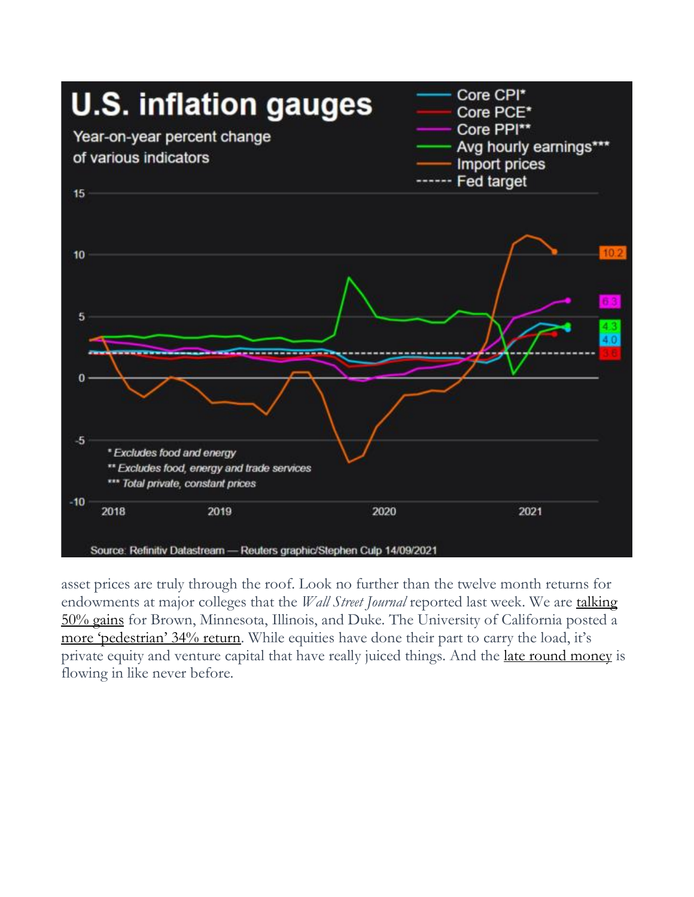asset prices are truly through the roof. Look no further than the twelve month returns for endowments at major colleges that the *Wall Street Journal* reported last week. We are talking 50% gains for Brown, Minnesota, Illinois, and Duke. The University of California posted a more 'pedestrian' 34% return. While equities have done their part to carry the load, it's private equity and venture capital that have really juiced things. And the late round money is flowing in like never before.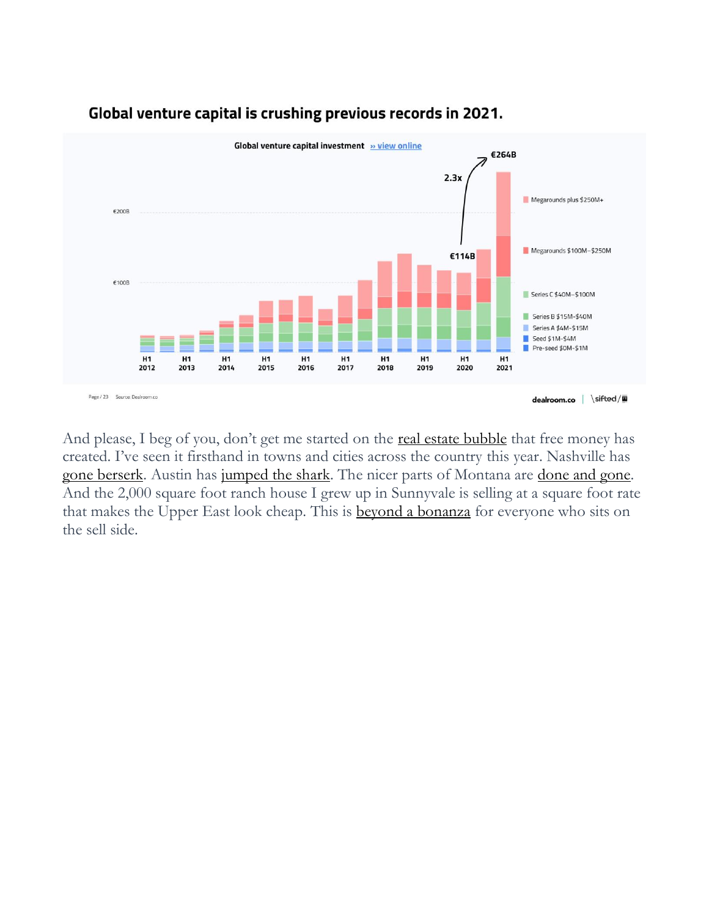**Global venture capital is crushing previous records in 2021.**

And please, I beg of you, don't get me started on the real estate bubble that free money has created. I've seen it firsthand in towns and cities across the country this year. Nashville has gone berserk. Austin has jumped the shark. The nicer parts of Montana are done and gone. And the 2,000 square foot ranch house I grew up in Sunnyvale is selling at a square foot rate that makes the Upper East look cheap. This is beyond a bonanza for everyone who sits on the sell side.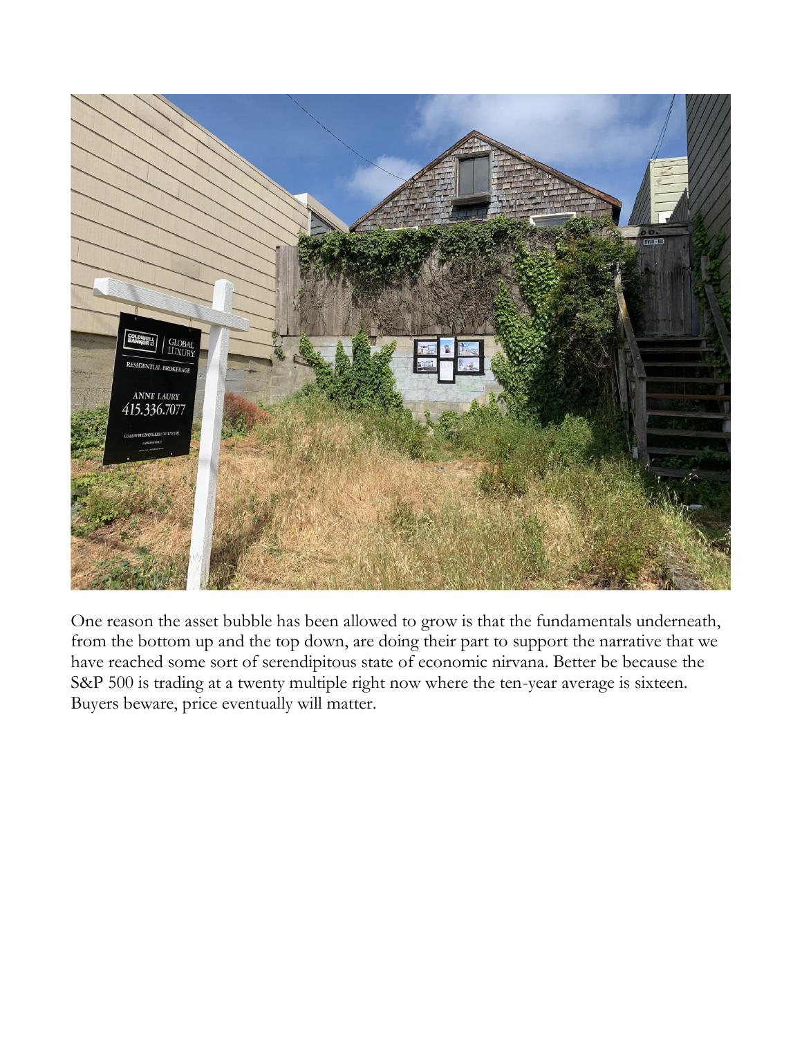One reason the asset bubble has been allowed to grow is that the fundamentals underneath, from the bottom up and the top down, are doing their part to support the narrative that we have reached some sort of serendipitous state of economic nirvana. Better be because the S&P 500 is trading at a twenty multiple right now where the ten-year average is sixteen. Buyers beware, price eventually will matter.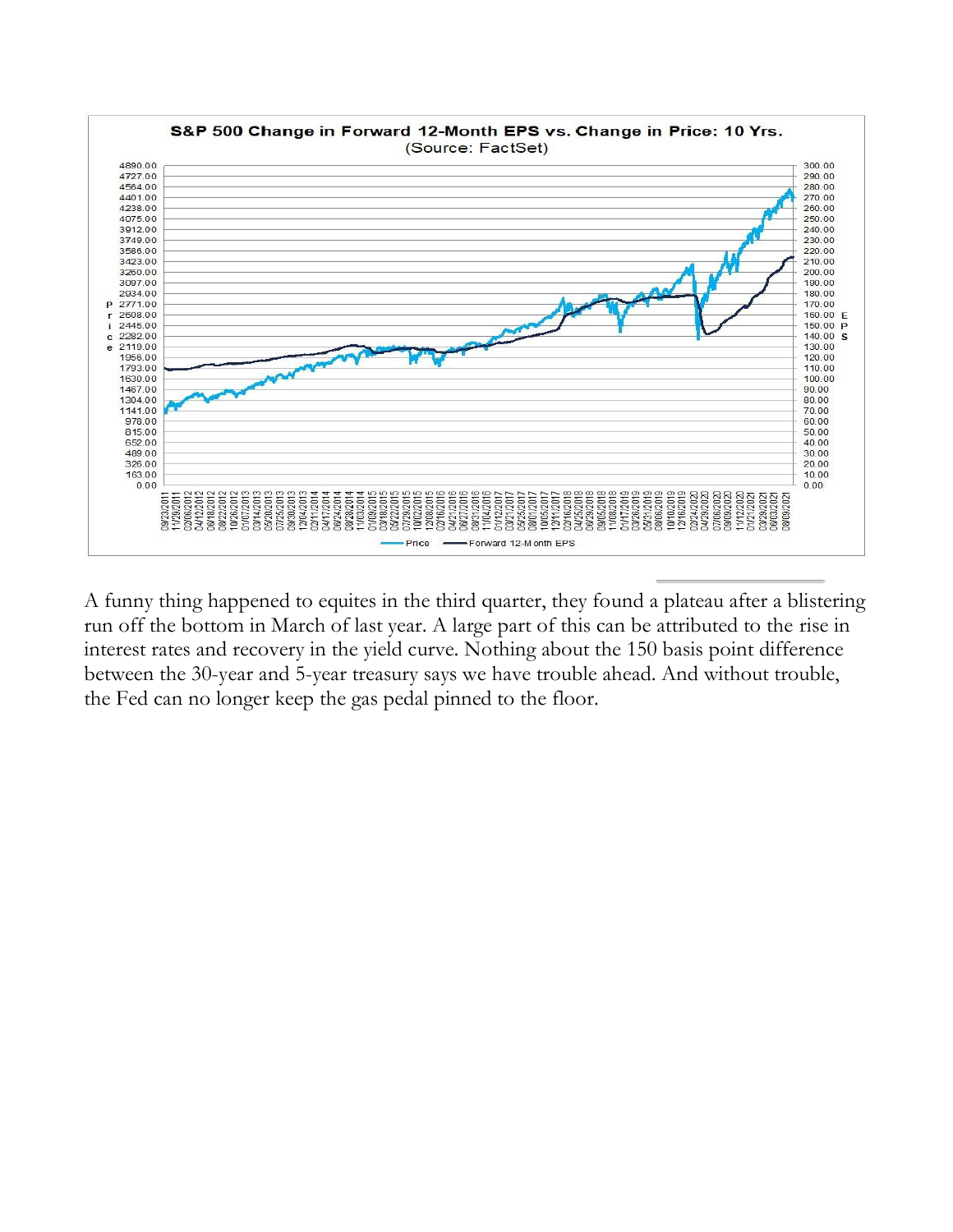A funny thing happened to equites in the third quarter, they found a plateau after a blistering run off the bottom in March of last year. A large part of this can be attributed to the rise in interest rates and recovery in the yield curve. Nothing about the 150 basis point difference between the 30-year and 5-year treasury says we have trouble ahead. And without trouble, the Fed can no longer keep the gas pedal pinned to the floor.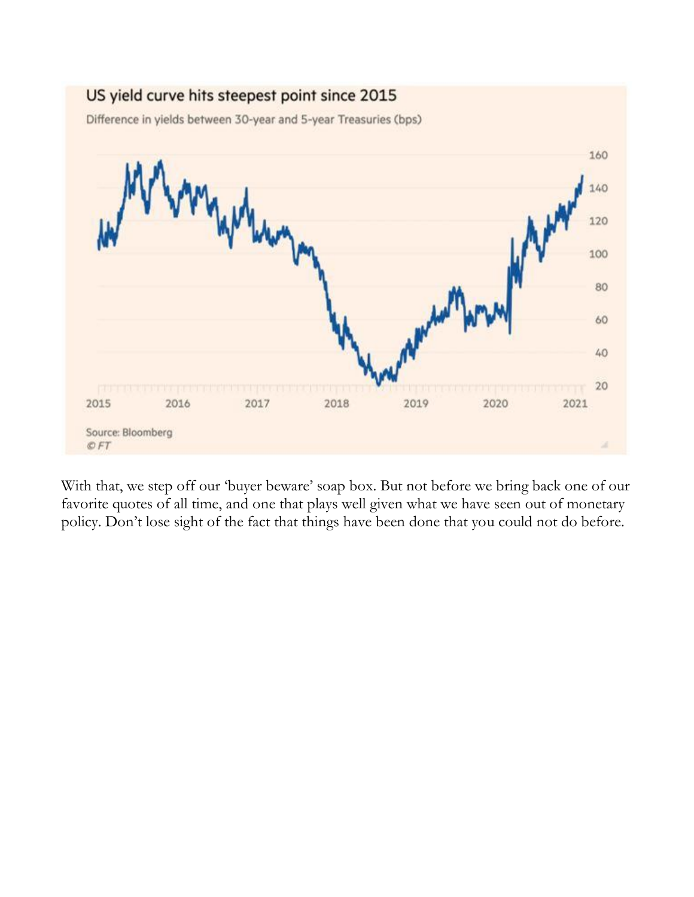US yield curve hits steepest point since 2015

Difference in yields between 30-year and 5-year Treasuries (bps)

Source: Bloomberg
© FT

With that, we step off our 'buyer beware' soap box. But not before we bring back one of our favorite quotes of all time, and one that plays well given what we have seen out of monetary policy. Don't lose sight of the fact that things have been done that you could not do before.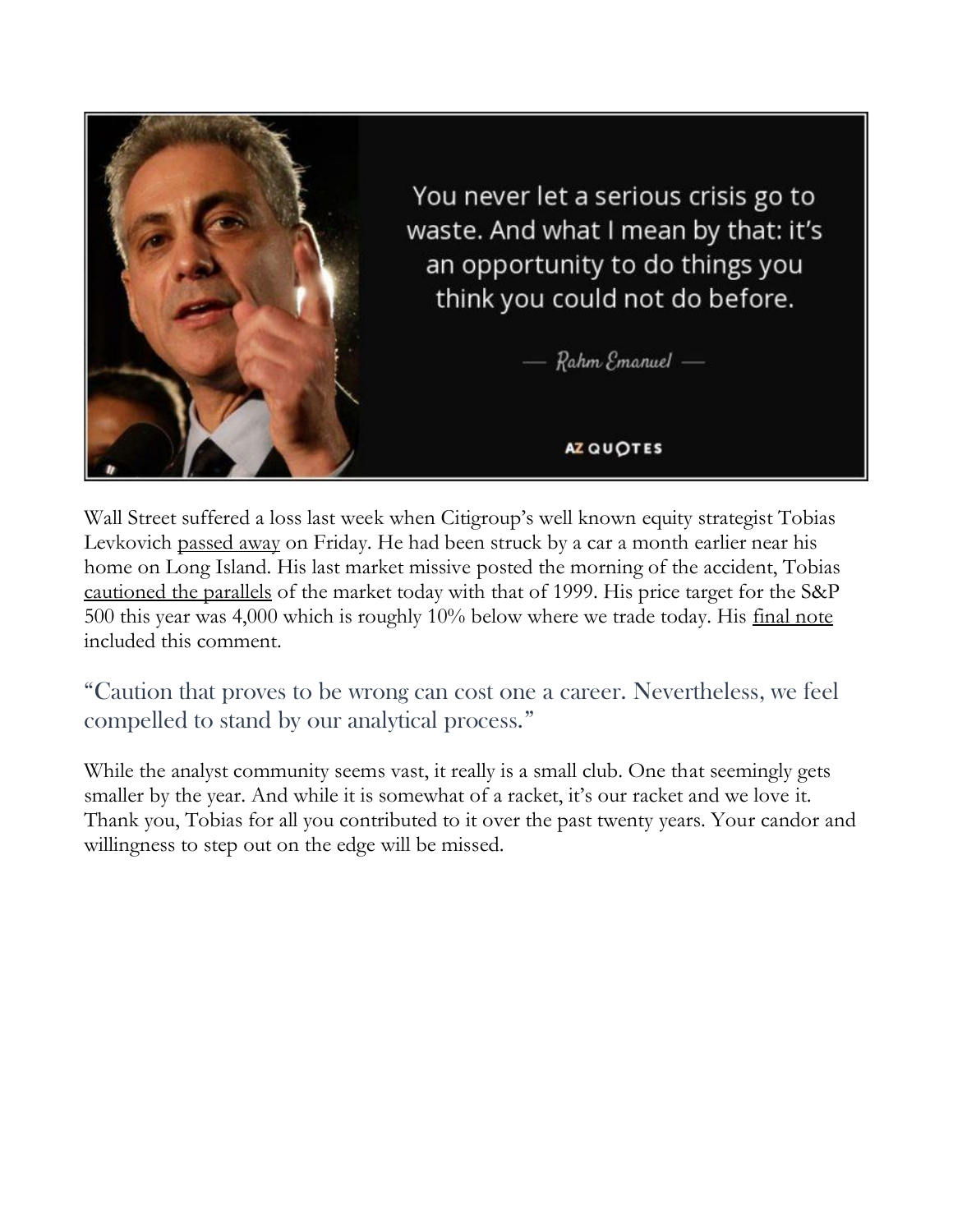Wall Street suffered a loss last week when Citigroup's well known equity strategist Tobias Levkovich passed away on Friday. He had been struck by a car a month earlier near his home on Long Island. His last market missive posted the morning of the accident, Tobias cautioned the parallels of the market today with that of 1999. His price target for the S&P 500 this year was 4,000 which is roughly 10% below where we trade today. His final note included this comment.

> "Caution that proves to be wrong can cost one a career. Nevertheless, we feel compelled to stand by our analytical process."

While the analyst community seems vast, it really is a small club. One that seemingly gets smaller by the year. And while it is somewhat of a racket, it's our racket and we love it. Thank you, Tobias for all you contributed to it over the past twenty years. Your candor and willingness to step out on the edge will be missed.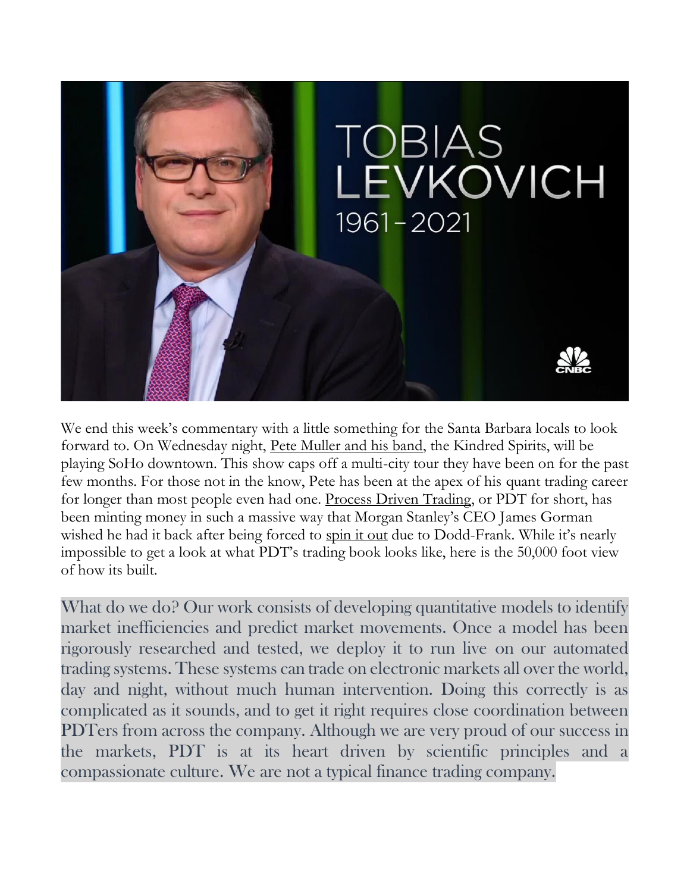We end this week's commentary with a little something for the Santa Barbara locals to look forward to. On Wednesday night, Pete Muller and his band, the Kindred Spirits, will be playing SoHo downtown. This show caps off a multi-city tour they have been on for the past few months. For those not in the know, Pete has been at the apex of his quant trading career for longer than most people even had one. Process Driven Trading, or PDT for short, has been minting money in such a massive way that Morgan Stanley's CEO James Gorman wished he had it back after being forced to spin it out due to Dodd-Frank. While it's nearly impossible to get a look at what PDT's trading book looks like, here is the 50,000 foot view of how its built.

> What do we do? Our work consists of developing quantitative models to identify market inefficiencies and predict market movements. Once a model has been rigorously researched and tested, we deploy it to run live on our automated trading systems. These systems can trade on electronic markets all over the world, day and night, without much human intervention. Doing this correctly is as complicated as it sounds, and to get it right requires close coordination between PDTers from across the company. Although we are very proud of our success in the markets, PDT is at its heart driven by scientific principles and a compassionate culture. We are not a typical finance trading company.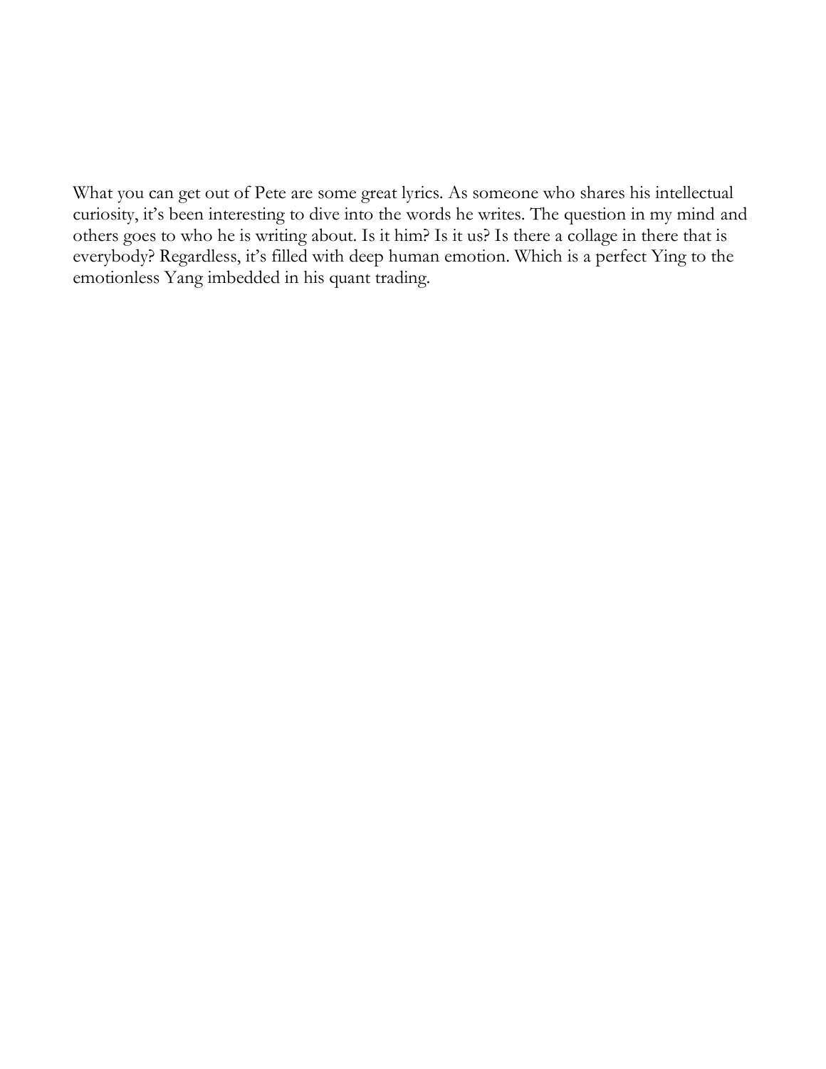What you can get out of Pete are some great lyrics. As someone who shares his intellectual curiosity, it's been interesting to dive into the words he writes. The question in my mind and others goes to who he is writing about. Is it him? Is it us? Is there a collage in there that is everybody? Regardless, it's filled with deep human emotion. Which is a perfect Ying to the emotionless Yang imbedded in his quant trading.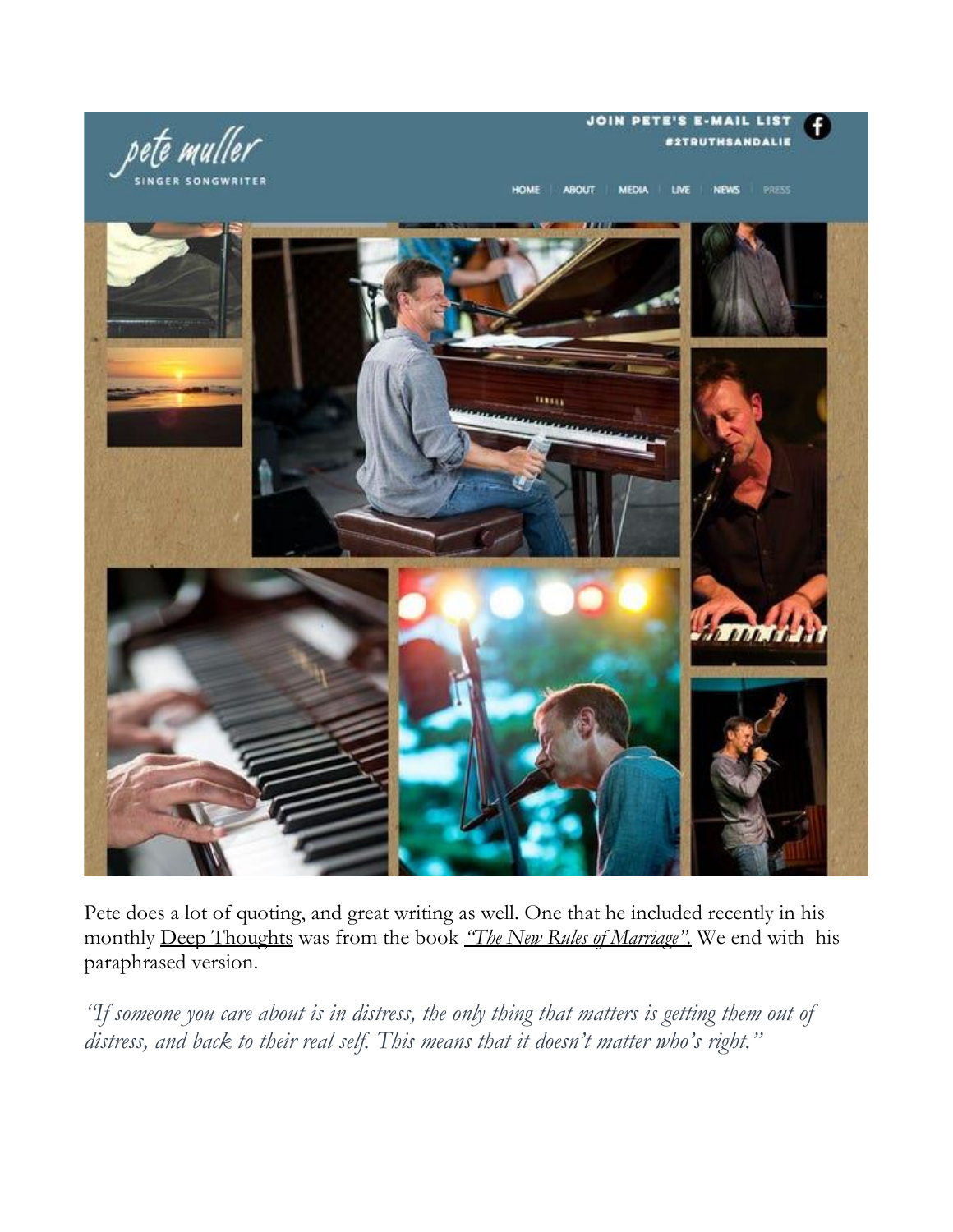Pete does a lot of quoting, and great writing as well. One that he included recently in his monthly Deep Thoughts was from the book *"The New Rules of Marriage".* We end with his paraphrased version.

*"If someone you care about is in distress, the only thing that matters is getting them out of distress, and back to their real self. This means that it doesn't matter who's right."*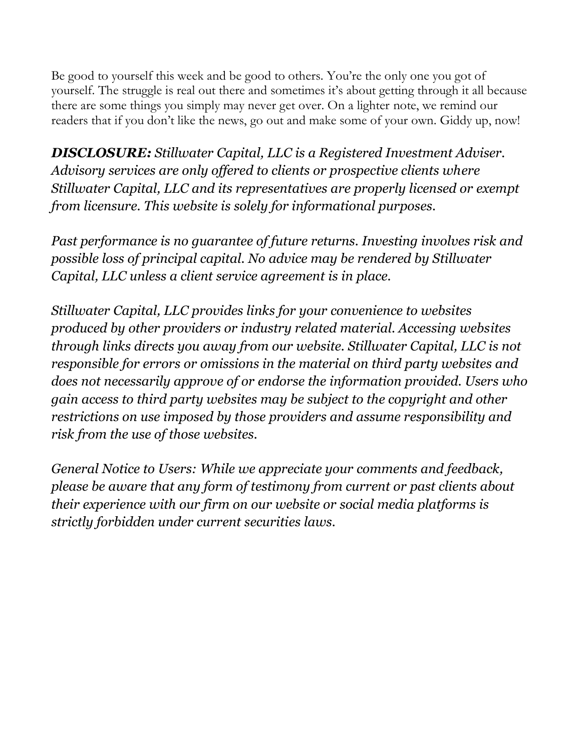Be good to yourself this week and be good to others. You're the only one you got of yourself. The struggle is real out there and sometimes it's about getting through it all because there are some things you simply may never get over. On a lighter note, we remind our readers that if you don't like the news, go out and make some of your own. Giddy up, now!

***DISCLOSURE:*** *Stillwater Capital, LLC is a Registered Investment Adviser. Advisory services are only offered to clients or prospective clients where Stillwater Capital, LLC and its representatives are properly licensed or exempt from licensure. This website is solely for informational purposes.*

*Past performance is no guarantee of future returns. Investing involves risk and possible loss of principal capital. No advice may be rendered by Stillwater Capital, LLC unless a client service agreement is in place.*

*Stillwater Capital, LLC provides links for your convenience to websites produced by other providers or industry related material. Accessing websites through links directs you away from our website. Stillwater Capital, LLC is not responsible for errors or omissions in the material on third party websites and does not necessarily approve of or endorse the information provided. Users who gain access to third party websites may be subject to the copyright and other restrictions on use imposed by those providers and assume responsibility and risk from the use of those websites.*

*General Notice to Users: While we appreciate your comments and feedback, please be aware that any form of testimony from current or past clients about their experience with our firm on our website or social media platforms is strictly forbidden under current securities laws.*